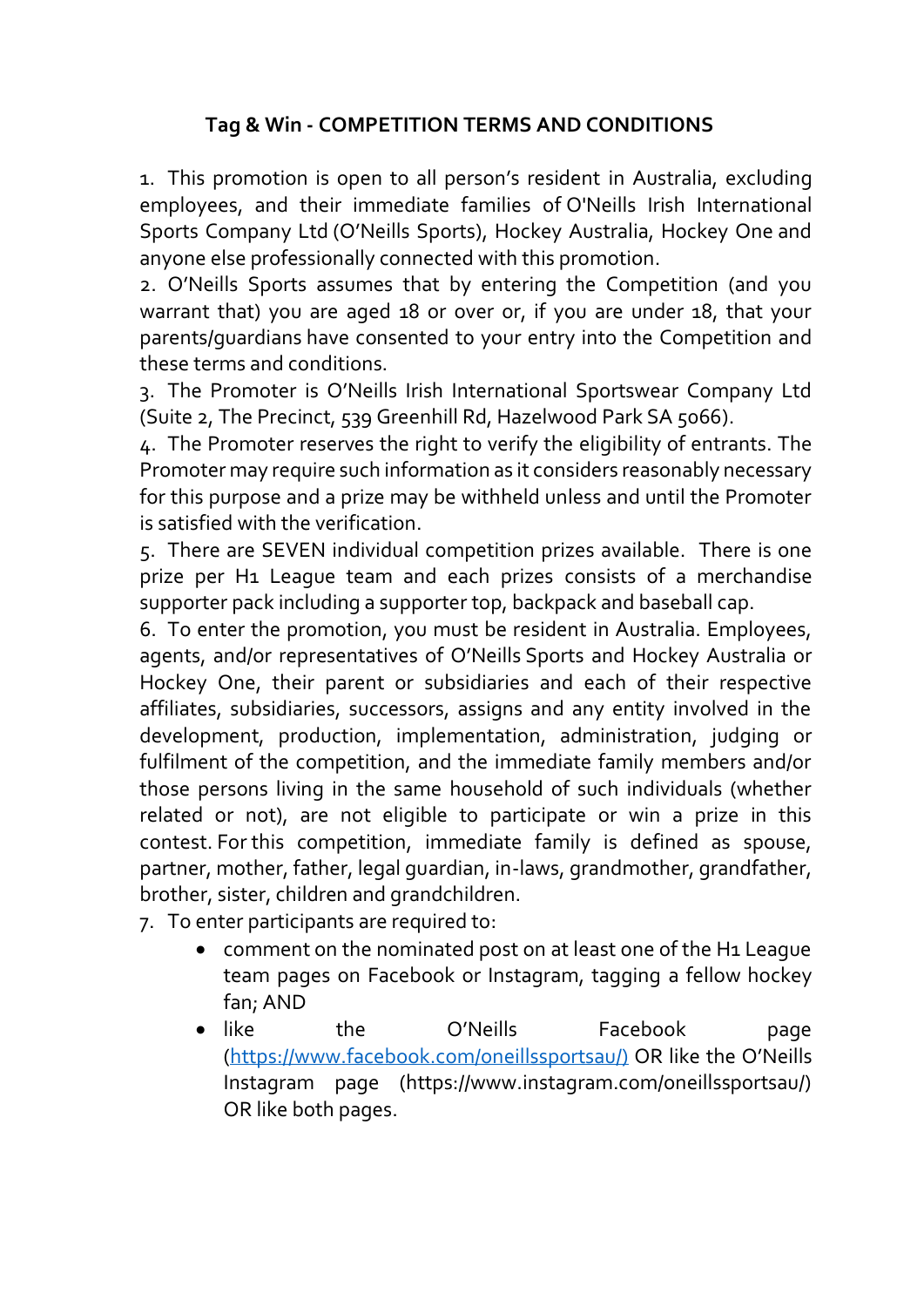# Tag & Win - COMPETITION TERMS AND CONDITIONS

1. This promotion is open to all person's resident in Australia, excluding employees, and their immediate families of O'Neills Irish International Sports Company Ltd (O'Neills Sports), Hockey Australia, Hockey One and anyone else professionally connected with this promotion.
2. O'Neills Sports assumes that by entering the Competition (and you warrant that) you are aged 18 or over or, if you are under 18, that your parents/guardians have consented to your entry into the Competition and these terms and conditions.
3. The Promoter is O'Neills Irish International Sportswear Company Ltd (Suite 2, The Precinct, 539 Greenhill Rd, Hazelwood Park SA 5066).
4. The Promoter reserves the right to verify the eligibility of entrants. The Promoter may require such information as it considers reasonably necessary for this purpose and a prize may be withheld unless and until the Promoter is satisfied with the verification.
5. There are SEVEN individual competition prizes available. There is one prize per H1 League team and each prizes consists of a merchandise supporter pack including a supporter top, backpack and baseball cap.
6. To enter the promotion, you must be resident in Australia. Employees, agents, and/or representatives of O'Neills Sports and Hockey Australia or Hockey One, their parent or subsidiaries and each of their respective affiliates, subsidiaries, successors, assigns and any entity involved in the development, production, implementation, administration, judging or fulfilment of the competition, and the immediate family members and/or those persons living in the same household of such individuals (whether related or not), are not eligible to participate or win a prize in this contest. For this competition, immediate family is defined as spouse, partner, mother, father, legal guardian, in-laws, grandmother, grandfather, brother, sister, children and grandchildren.
7. To enter participants are required to:
   - comment on the nominated post on at least one of the H1 League team pages on Facebook or Instagram, tagging a fellow hockey fan; AND
   - like the O'Neills Facebook page (https://www.facebook.com/oneillssportsau/) OR like the O'Neills Instagram page (https://www.instagram.com/oneillssportsau/) OR like both pages.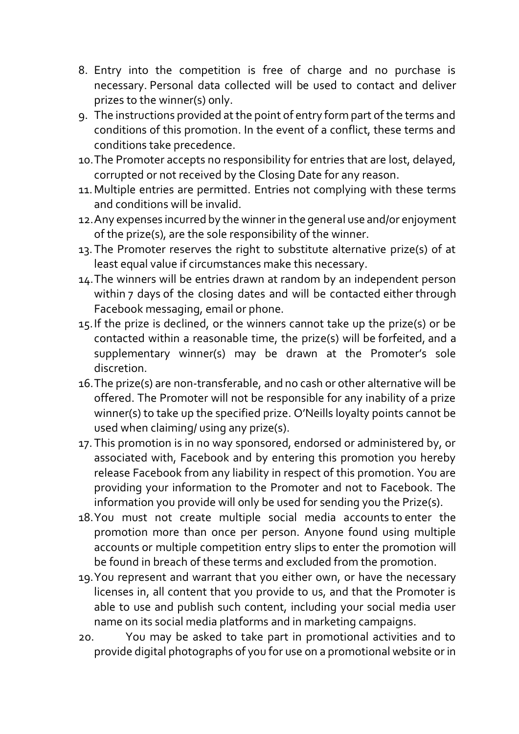8. Entry into the competition is free of charge and no purchase is necessary. Personal data collected will be used to contact and deliver prizes to the winner(s) only.
9. The instructions provided at the point of entry form part of the terms and conditions of this promotion. In the event of a conflict, these terms and conditions take precedence.
10. The Promoter accepts no responsibility for entries that are lost, delayed, corrupted or not received by the Closing Date for any reason.
11. Multiple entries are permitted. Entries not complying with these terms and conditions will be invalid.
12. Any expenses incurred by the winner in the general use and/or enjoyment of the prize(s), are the sole responsibility of the winner.
13. The Promoter reserves the right to substitute alternative prize(s) of at least equal value if circumstances make this necessary.
14. The winners will be entries drawn at random by an independent person within 7 days of the closing dates and will be contacted either through Facebook messaging, email or phone.
15. If the prize is declined, or the winners cannot take up the prize(s) or be contacted within a reasonable time, the prize(s) will be forfeited, and a supplementary winner(s) may be drawn at the Promoter's sole discretion.
16. The prize(s) are non-transferable, and no cash or other alternative will be offered. The Promoter will not be responsible for any inability of a prize winner(s) to take up the specified prize. O'Neills loyalty points cannot be used when claiming/ using any prize(s).
17. This promotion is in no way sponsored, endorsed or administered by, or associated with, Facebook and by entering this promotion you hereby release Facebook from any liability in respect of this promotion. You are providing your information to the Promoter and not to Facebook. The information you provide will only be used for sending you the Prize(s).
18. You must not create multiple social media accounts to enter the promotion more than once per person. Anyone found using multiple accounts or multiple competition entry slips to enter the promotion will be found in breach of these terms and excluded from the promotion.
19. You represent and warrant that you either own, or have the necessary licenses in, all content that you provide to us, and that the Promoter is able to use and publish such content, including your social media user name on its social media platforms and in marketing campaigns.
20. You may be asked to take part in promotional activities and to provide digital photographs of you for use on a promotional website or in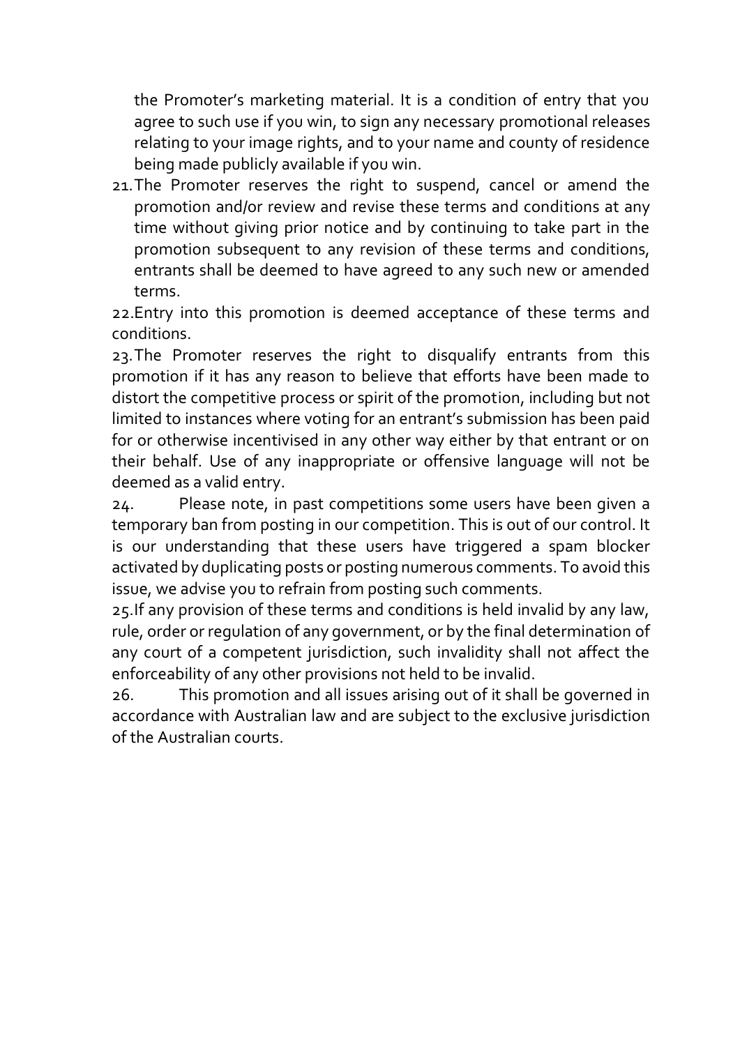the Promoter's marketing material. It is a condition of entry that you agree to such use if you win, to sign any necessary promotional releases relating to your image rights, and to your name and county of residence being made publicly available if you win.

21. The Promoter reserves the right to suspend, cancel or amend the promotion and/or review and revise these terms and conditions at any time without giving prior notice and by continuing to take part in the promotion subsequent to any revision of these terms and conditions, entrants shall be deemed to have agreed to any such new or amended terms.

22. Entry into this promotion is deemed acceptance of these terms and conditions.

23. The Promoter reserves the right to disqualify entrants from this promotion if it has any reason to believe that efforts have been made to distort the competitive process or spirit of the promotion, including but not limited to instances where voting for an entrant's submission has been paid for or otherwise incentivised in any other way either by that entrant or on their behalf. Use of any inappropriate or offensive language will not be deemed as a valid entry.

24. Please note, in past competitions some users have been given a temporary ban from posting in our competition. This is out of our control. It is our understanding that these users have triggered a spam blocker activated by duplicating posts or posting numerous comments. To avoid this issue, we advise you to refrain from posting such comments.

25. If any provision of these terms and conditions is held invalid by any law, rule, order or regulation of any government, or by the final determination of any court of a competent jurisdiction, such invalidity shall not affect the enforceability of any other provisions not held to be invalid.

26. This promotion and all issues arising out of it shall be governed in accordance with Australian law and are subject to the exclusive jurisdiction of the Australian courts.